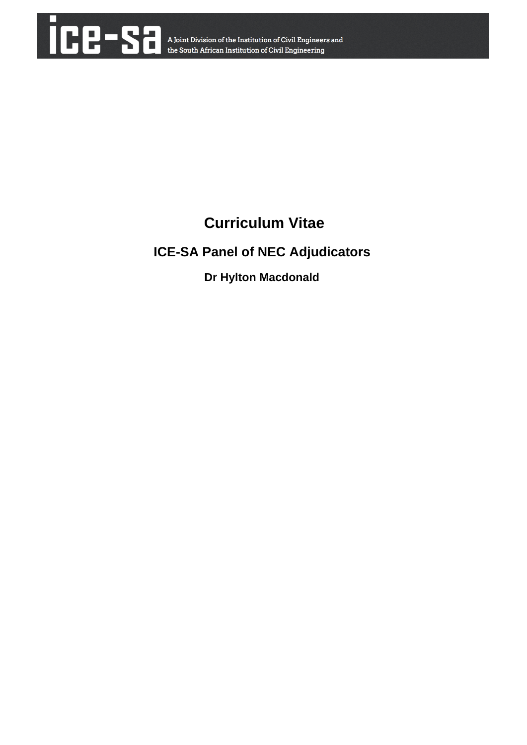ice-sa A Joint Division of the Institution of Civil Engineers and the South African Institution of Civil Engineering

# Curriculum Vitae

## ICE-SA Panel of NEC Adjudicators

### Dr Hylton Macdonald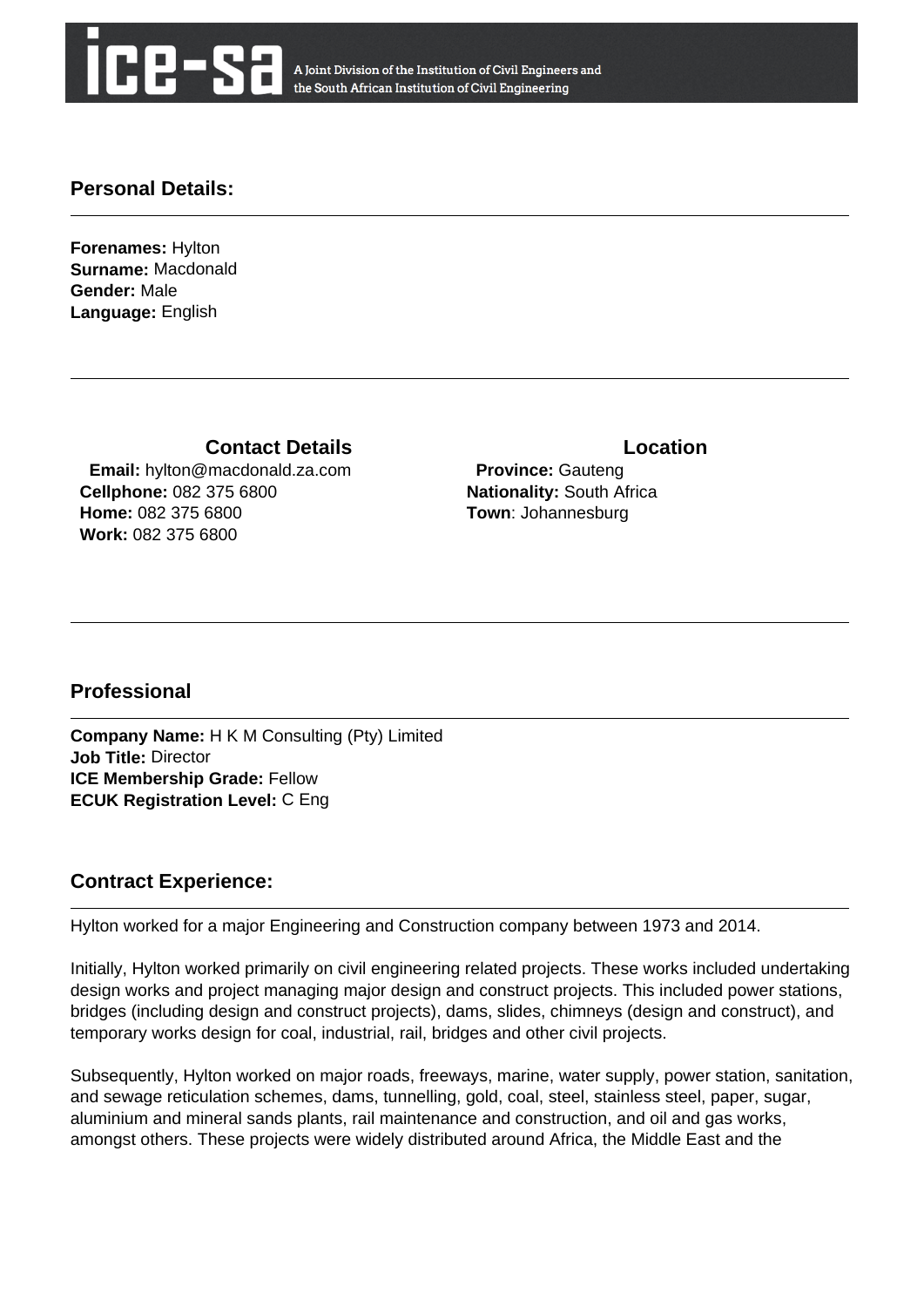ice-sa A Joint Division of the Institution of Civil Engineers and the South African Institution of Civil Engineering

## Personal Details:

**Forenames:** Hylton
**Surname:** Macdonald
**Gender:** Male
**Language:** English

### Contact Details

**Email:** hylton@macdonald.za.com
**Cellphone:** 082 375 6800
**Home:** 082 375 6800
**Work:** 082 375 6800

### Location

**Province:** Gauteng
**Nationality:** South Africa
**Town**: Johannesburg

## Professional

**Company Name:** H K M Consulting (Pty) Limited
**Job Title:** Director
**ICE Membership Grade:** Fellow
**ECUK Registration Level:** C Eng

## Contract Experience:

Hylton worked for a major Engineering and Construction company between 1973 and 2014.

Initially, Hylton worked primarily on civil engineering related projects. These works included undertaking design works and project managing major design and construct projects. This included power stations, bridges (including design and construct projects), dams, slides, chimneys (design and construct), and temporary works design for coal, industrial, rail, bridges and other civil projects.

Subsequently, Hylton worked on major roads, freeways, marine, water supply, power station, sanitation, and sewage reticulation schemes, dams, tunnelling, gold, coal, steel, stainless steel, paper, sugar, aluminium and mineral sands plants, rail maintenance and construction, and oil and gas works, amongst others. These projects were widely distributed around Africa, the Middle East and the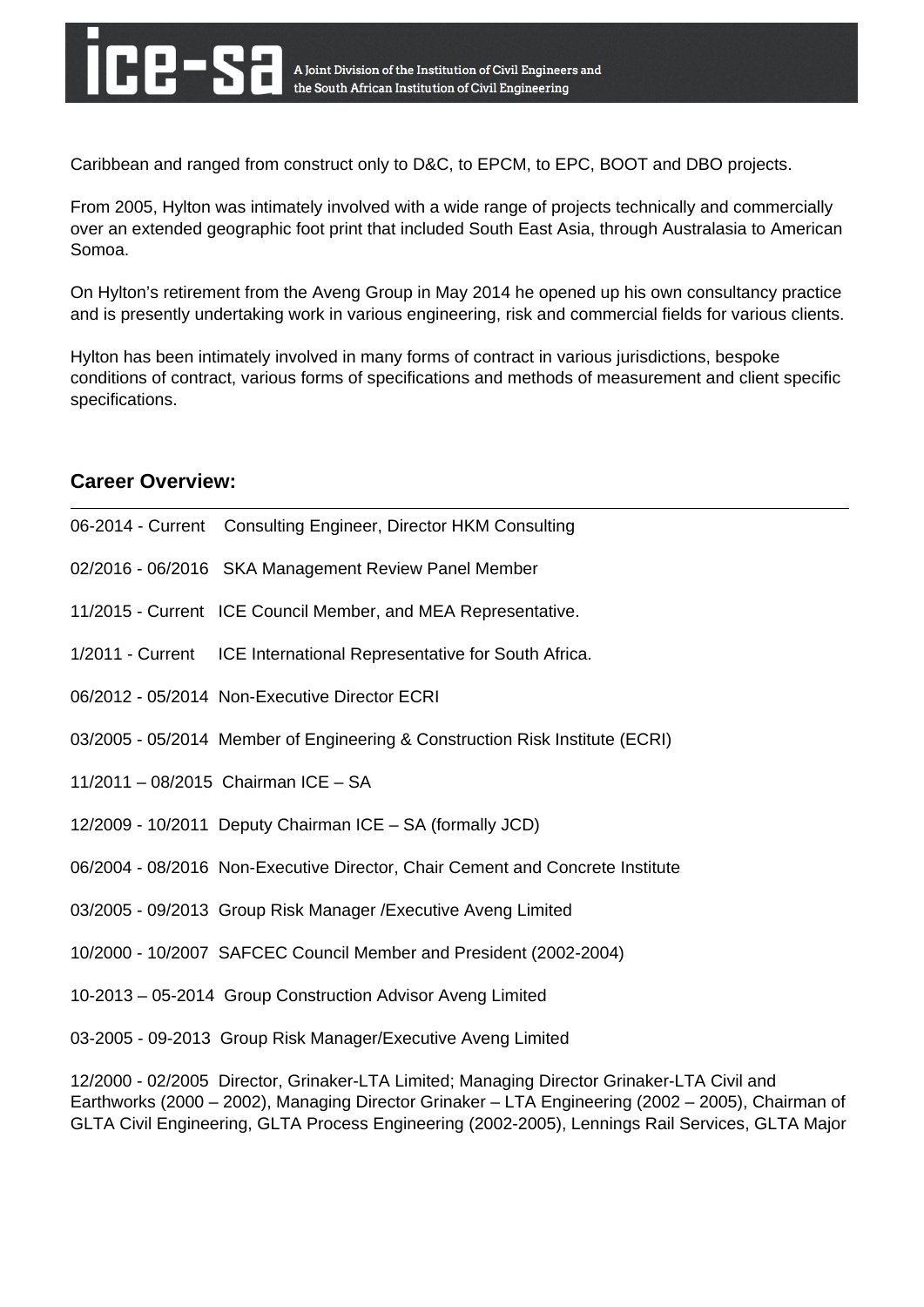Caribbean and ranged from construct only to D&C, to EPCM, to EPC, BOOT and DBO projects.

From 2005, Hylton was intimately involved with a wide range of projects technically and commercially over an extended geographic foot print that included South East Asia, through Australasia to American Somoa.

On Hylton's retirement from the Aveng Group in May 2014 he opened up his own consultancy practice and is presently undertaking work in various engineering, risk and commercial fields for various clients.

Hylton has been intimately involved in many forms of contract in various jurisdictions, bespoke conditions of contract, various forms of specifications and methods of measurement and client specific specifications.

## Career Overview:

---

06-2014 - Current   Consulting Engineer, Director HKM Consulting

02/2016 - 06/2016   SKA Management Review Panel Member

11/2015 - Current   ICE Council Member, and MEA Representative.

1/2011 - Current   ICE International Representative for South Africa.

06/2012 - 05/2014  Non-Executive Director ECRI

03/2005 - 05/2014  Member of Engineering & Construction Risk Institute (ECRI)

11/2011 – 08/2015  Chairman ICE – SA

12/2009 - 10/2011  Deputy Chairman ICE – SA (formally JCD)

06/2004 - 08/2016  Non-Executive Director, Chair Cement and Concrete Institute

03/2005 - 09/2013  Group Risk Manager /Executive Aveng Limited

10/2000 - 10/2007  SAFCEC Council Member and President (2002-2004)

10-2013 – 05-2014  Group Construction Advisor Aveng Limited

03-2005 - 09-2013  Group Risk Manager/Executive Aveng Limited

12/2000 - 02/2005  Director, Grinaker-LTA Limited; Managing Director Grinaker-LTA Civil and Earthworks (2000 – 2002), Managing Director Grinaker – LTA Engineering (2002 – 2005), Chairman of GLTA Civil Engineering, GLTA Process Engineering (2002-2005), Lennings Rail Services, GLTA Major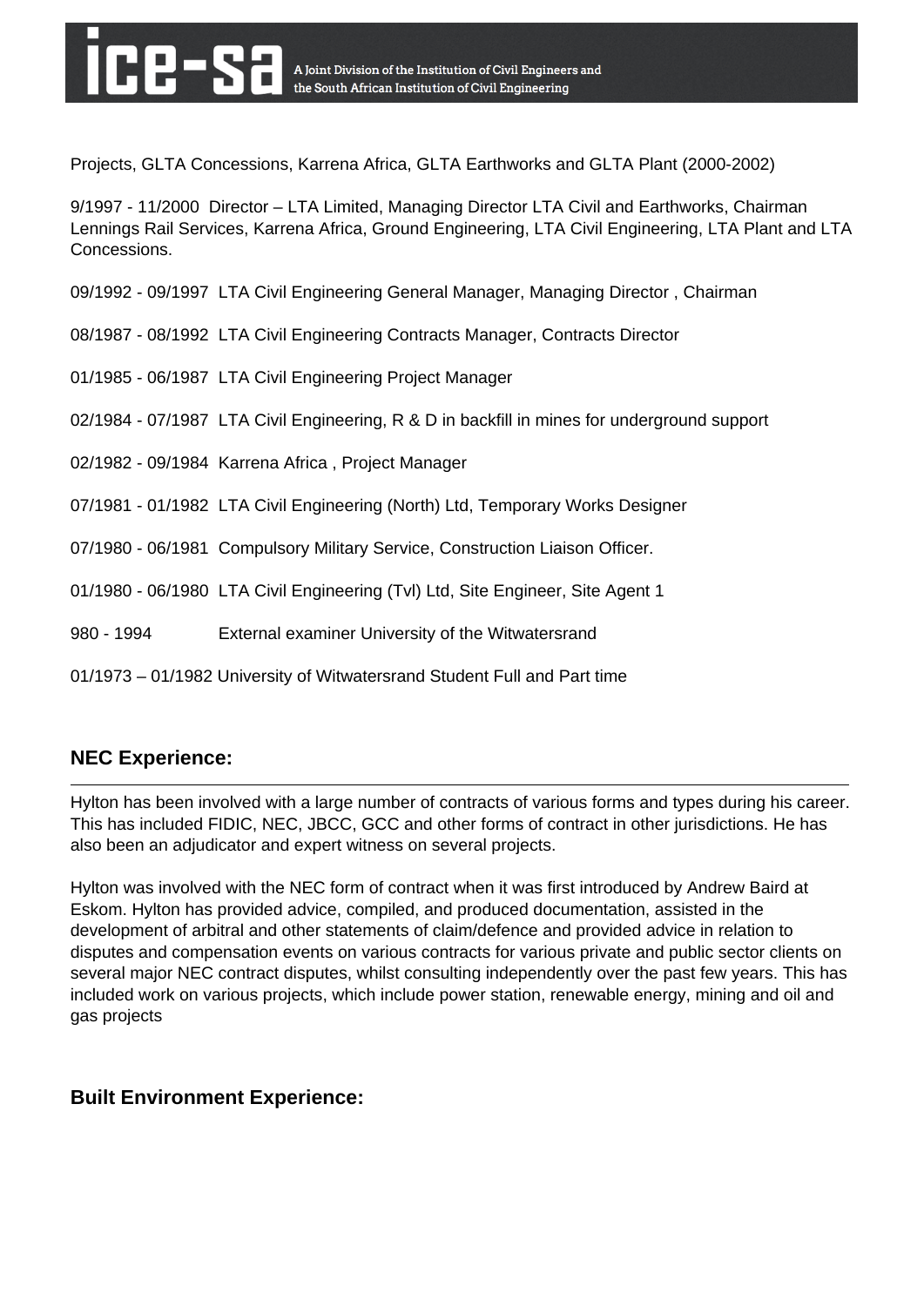Projects, GLTA Concessions, Karrena Africa, GLTA Earthworks and GLTA Plant (2000-2002)

9/1997 - 11/2000 Director – LTA Limited, Managing Director LTA Civil and Earthworks, Chairman Lennings Rail Services, Karrena Africa, Ground Engineering, LTA Civil Engineering, LTA Plant and LTA Concessions.

09/1992 - 09/1997 LTA Civil Engineering General Manager, Managing Director , Chairman

08/1987 - 08/1992 LTA Civil Engineering Contracts Manager, Contracts Director

01/1985 - 06/1987 LTA Civil Engineering Project Manager

02/1984 - 07/1987 LTA Civil Engineering, R & D in backfill in mines for underground support

02/1982 - 09/1984 Karrena Africa , Project Manager

07/1981 - 01/1982 LTA Civil Engineering (North) Ltd, Temporary Works Designer

07/1980 - 06/1981 Compulsory Military Service, Construction Liaison Officer.

01/1980 - 06/1980 LTA Civil Engineering (Tvl) Ltd, Site Engineer, Site Agent 1

980 - 1994 External examiner University of the Witwatersrand

01/1973 – 01/1982 University of Witwatersrand Student Full and Part time

## NEC Experience:

Hylton has been involved with a large number of contracts of various forms and types during his career. This has included FIDIC, NEC, JBCC, GCC and other forms of contract in other jurisdictions. He has also been an adjudicator and expert witness on several projects.

Hylton was involved with the NEC form of contract when it was first introduced by Andrew Baird at Eskom. Hylton has provided advice, compiled, and produced documentation, assisted in the development of arbitral and other statements of claim/defence and provided advice in relation to disputes and compensation events on various contracts for various private and public sector clients on several major NEC contract disputes, whilst consulting independently over the past few years. This has included work on various projects, which include power station, renewable energy, mining and oil and gas projects

## Built Environment Experience: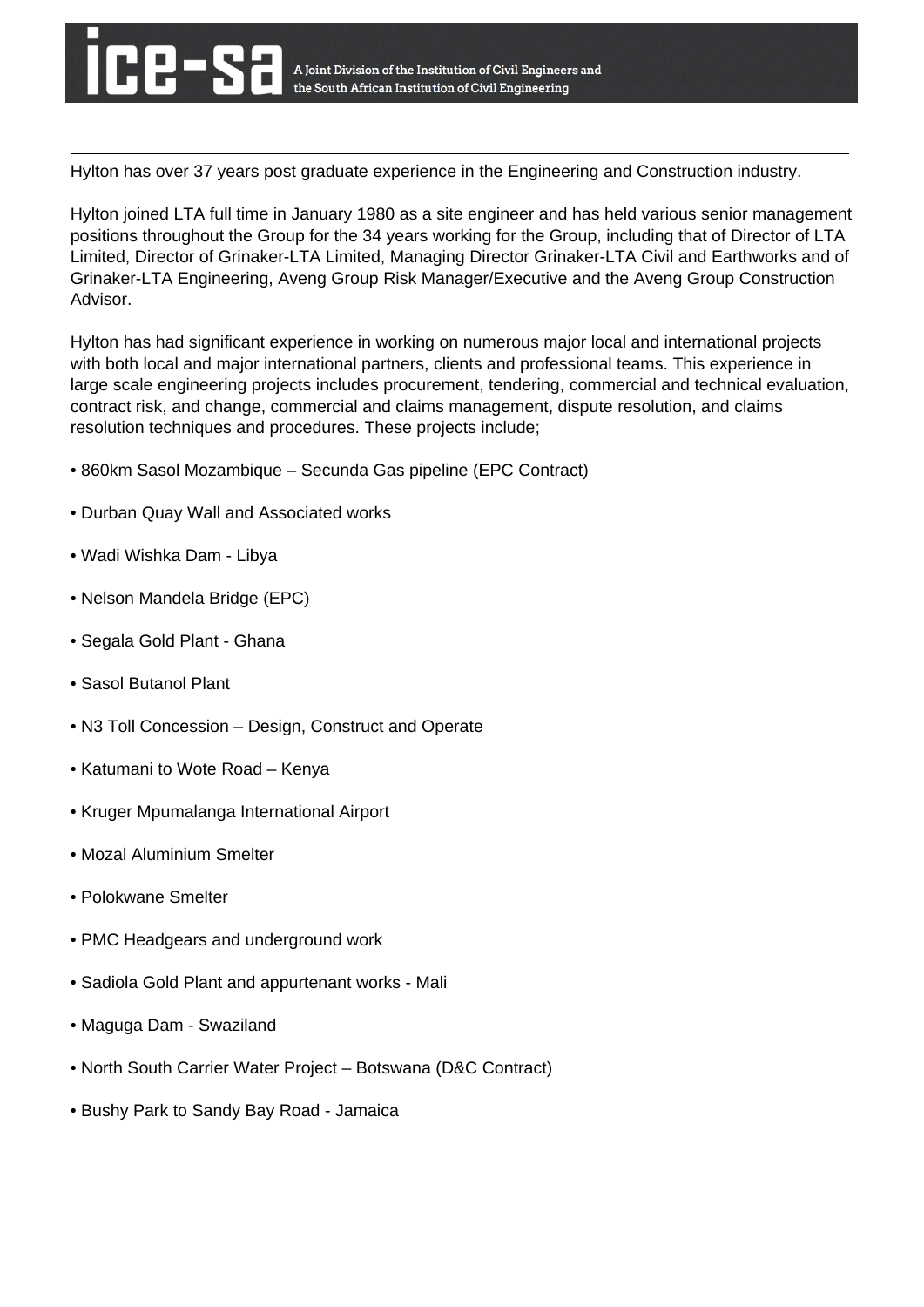Hylton has over 37 years post graduate experience in the Engineering and Construction industry.

Hylton joined LTA full time in January 1980 as a site engineer and has held various senior management positions throughout the Group for the 34 years working for the Group, including that of Director of LTA Limited, Director of Grinaker-LTA Limited, Managing Director Grinaker-LTA Civil and Earthworks and of Grinaker-LTA Engineering, Aveng Group Risk Manager/Executive and the Aveng Group Construction Advisor.

Hylton has had significant experience in working on numerous major local and international projects with both local and major international partners, clients and professional teams. This experience in large scale engineering projects includes procurement, tendering, commercial and technical evaluation, contract risk, and change, commercial and claims management, dispute resolution, and claims resolution techniques and procedures. These projects include;

- 860km Sasol Mozambique – Secunda Gas pipeline (EPC Contract)
- Durban Quay Wall and Associated works
- Wadi Wishka Dam - Libya
- Nelson Mandela Bridge (EPC)
- Segala Gold Plant - Ghana
- Sasol Butanol Plant
- N3 Toll Concession – Design, Construct and Operate
- Katumani to Wote Road – Kenya
- Kruger Mpumalanga International Airport
- Mozal Aluminium Smelter
- Polokwane Smelter
- PMC Headgears and underground work
- Sadiola Gold Plant and appurtenant works - Mali
- Maguga Dam - Swaziland
- North South Carrier Water Project – Botswana (D&C Contract)
- Bushy Park to Sandy Bay Road - Jamaica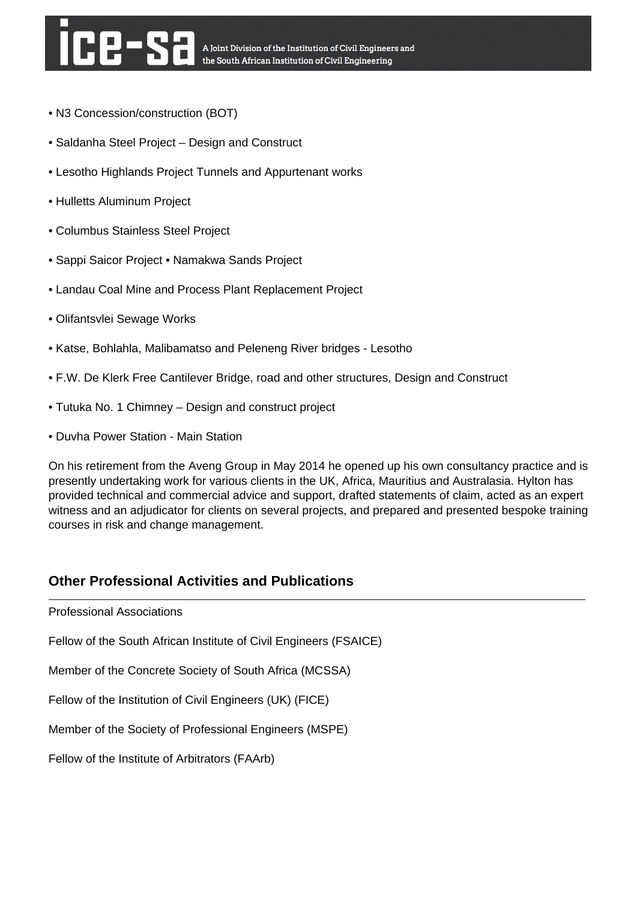- N3 Concession/construction (BOT)
- Saldanha Steel Project – Design and Construct
- Lesotho Highlands Project Tunnels and Appurtenant works
- Hulletts Aluminum Project
- Columbus Stainless Steel Project
- Sappi Saicor Project • Namakwa Sands Project
- Landau Coal Mine and Process Plant Replacement Project
- Olifantsvlei Sewage Works
- Katse, Bohlahla, Malibamatso and Peleneng River bridges - Lesotho
- F.W. De Klerk Free Cantilever Bridge, road and other structures, Design and Construct
- Tutuka No. 1 Chimney – Design and construct project
- Duvha Power Station - Main Station

On his retirement from the Aveng Group in May 2014 he opened up his own consultancy practice and is presently undertaking work for various clients in the UK, Africa, Mauritius and Australasia. Hylton has provided technical and commercial advice and support, drafted statements of claim, acted as an expert witness and an adjudicator for clients on several projects, and prepared and presented bespoke training courses in risk and change management.

## Other Professional Activities and Publications

Professional Associations

Fellow of the South African Institute of Civil Engineers (FSAICE)

Member of the Concrete Society of South Africa (MCSSA)

Fellow of the Institution of Civil Engineers (UK) (FICE)

Member of the Society of Professional Engineers (MSPE)

Fellow of the Institute of Arbitrators (FAArb)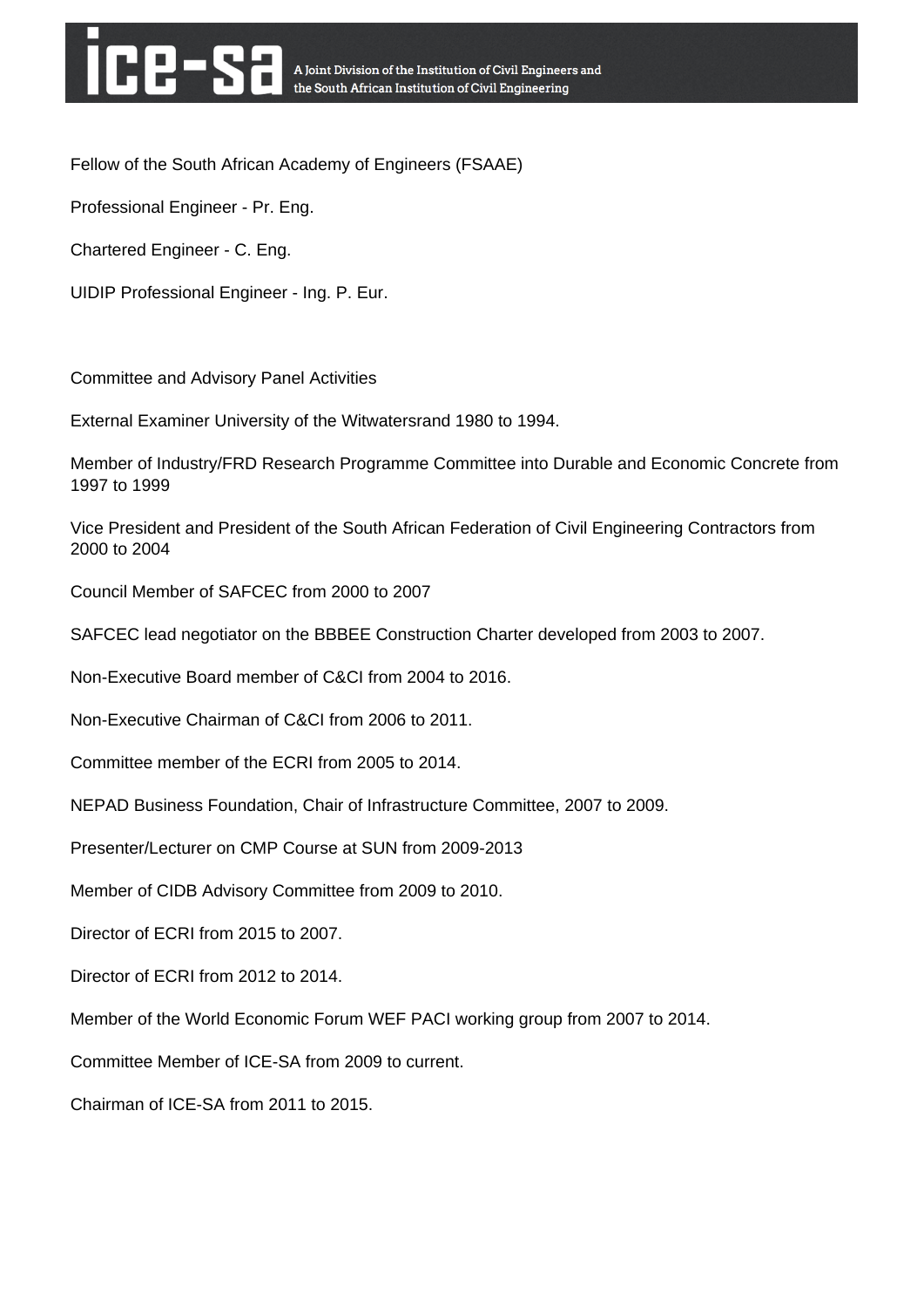Fellow of the South African Academy of Engineers (FSAAE)

Professional Engineer - Pr. Eng.

Chartered Engineer - C. Eng.

UIDIP Professional Engineer - Ing. P. Eur.

Committee and Advisory Panel Activities

External Examiner University of the Witwatersrand 1980 to 1994.

Member of Industry/FRD Research Programme Committee into Durable and Economic Concrete from 1997 to 1999

Vice President and President of the South African Federation of Civil Engineering Contractors from 2000 to 2004

Council Member of SAFCEC from 2000 to 2007

SAFCEC lead negotiator on the BBBEE Construction Charter developed from 2003 to 2007.

Non-Executive Board member of C&CI from 2004 to 2016.

Non-Executive Chairman of C&CI from 2006 to 2011.

Committee member of the ECRI from 2005 to 2014.

NEPAD Business Foundation, Chair of Infrastructure Committee, 2007 to 2009.

Presenter/Lecturer on CMP Course at SUN from 2009-2013

Member of CIDB Advisory Committee from 2009 to 2010.

Director of ECRI from 2015 to 2007.

Director of ECRI from 2012 to 2014.

Member of the World Economic Forum WEF PACI working group from 2007 to 2014.

Committee Member of ICE-SA from 2009 to current.

Chairman of ICE-SA from 2011 to 2015.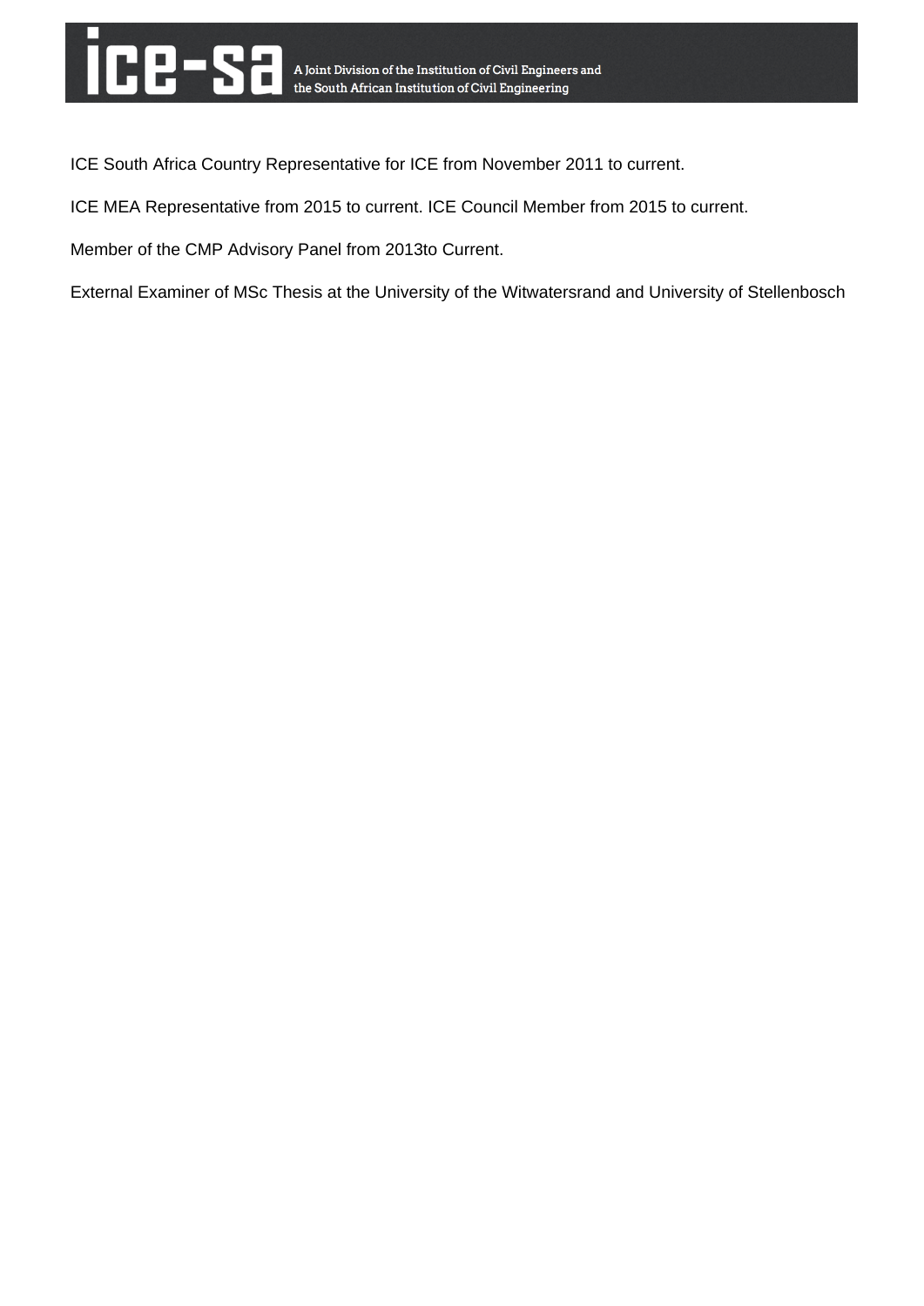ICE South Africa Country Representative for ICE from November 2011 to current.

ICE MEA Representative from 2015 to current. ICE Council Member from 2015 to current.

Member of the CMP Advisory Panel from 2013to Current.

External Examiner of MSc Thesis at the University of the Witwatersrand and University of Stellenbosch